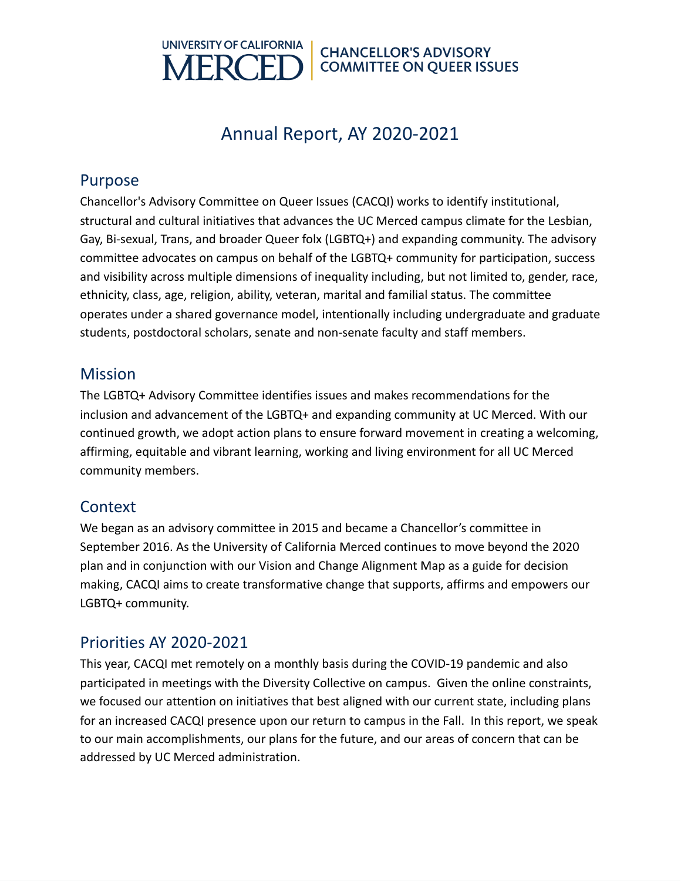UNIVERSITY OF CALIFORNIA MERCED | CHANCELLOR'S ADVISORY COMMITTEE ON QUEER ISSUES

# Annual Report, AY 2020-2021

## Purpose

Chancellor's Advisory Committee on Queer Issues (CACQI) works to identify institutional, structural and cultural initiatives that advances the UC Merced campus climate for the Lesbian, Gay, Bi-sexual, Trans, and broader Queer folx (LGBTQ+) and expanding community. The advisory committee advocates on campus on behalf of the LGBTQ+ community for participation, success and visibility across multiple dimensions of inequality including, but not limited to, gender, race, ethnicity, class, age, religion, ability, veteran, marital and familial status. The committee operates under a shared governance model, intentionally including undergraduate and graduate students, postdoctoral scholars, senate and non-senate faculty and staff members.

## Mission

The LGBTQ+ Advisory Committee identifies issues and makes recommendations for the inclusion and advancement of the LGBTQ+ and expanding community at UC Merced. With our continued growth, we adopt action plans to ensure forward movement in creating a welcoming, affirming, equitable and vibrant learning, working and living environment for all UC Merced community members.

## Context

We began as an advisory committee in 2015 and became a Chancellor's committee in September 2016. As the University of California Merced continues to move beyond the 2020 plan and in conjunction with our Vision and Change Alignment Map as a guide for decision making, CACQI aims to create transformative change that supports, affirms and empowers our LGBTQ+ community.

## Priorities AY 2020-2021

This year, CACQI met remotely on a monthly basis during the COVID-19 pandemic and also participated in meetings with the Diversity Collective on campus. Given the online constraints, we focused our attention on initiatives that best aligned with our current state, including plans for an increased CACQI presence upon our return to campus in the Fall. In this report, we speak to our main accomplishments, our plans for the future, and our areas of concern that can be addressed by UC Merced administration.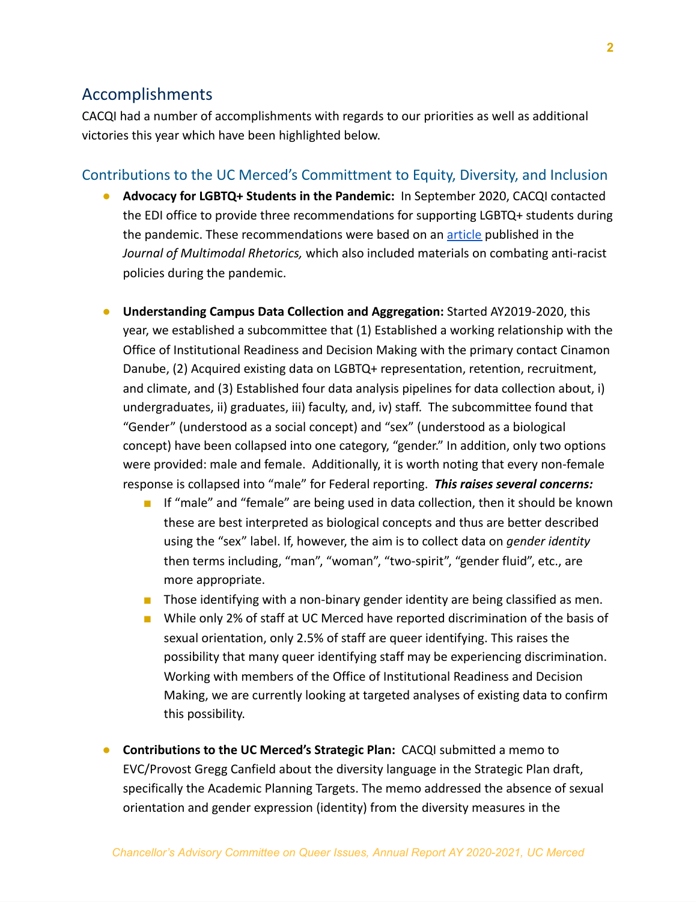## Accomplishments

CACQI had a number of accomplishments with regards to our priorities as well as additional victories this year which have been highlighted below.

### Contributions to the UC Merced's Committment to Equity, Diversity, and Inclusion

- **Advocacy for LGBTQ+ Students in the Pandemic:** In September 2020, CACQI contacted the EDI office to provide three recommendations for supporting LGBTQ+ students during the pandemic. These recommendations were based on an article published in the *Journal of Multimodal Rhetorics,* which also included materials on combating anti-racist policies during the pandemic.

- **Understanding Campus Data Collection and Aggregation:** Started AY2019-2020, this year, we established a subcommittee that (1) Established a working relationship with the Office of Institutional Readiness and Decision Making with the primary contact Cinamon Danube, (2) Acquired existing data on LGBTQ+ representation, retention, recruitment, and climate, and (3) Established four data analysis pipelines for data collection about, i) undergraduates, ii) graduates, iii) faculty, and, iv) staff. The subcommittee found that "Gender" (understood as a social concept) and "sex" (understood as a biological concept) have been collapsed into one category, "gender." In addition, only two options were provided: male and female. Additionally, it is worth noting that every non-female response is collapsed into "male" for Federal reporting. ***This raises several concerns:***
  - If "male" and "female" are being used in data collection, then it should be known these are best interpreted as biological concepts and thus are better described using the "sex" label. If, however, the aim is to collect data on *gender identity* then terms including, "man", "woman", "two-spirit", "gender fluid", etc., are more appropriate.
  - Those identifying with a non-binary gender identity are being classified as men.
  - While only 2% of staff at UC Merced have reported discrimination of the basis of sexual orientation, only 2.5% of staff are queer identifying. This raises the possibility that many queer identifying staff may be experiencing discrimination. Working with members of the Office of Institutional Readiness and Decision Making, we are currently looking at targeted analyses of existing data to confirm this possibility.

- **Contributions to the UC Merced's Strategic Plan:** CACQI submitted a memo to EVC/Provost Gregg Canfield about the diversity language in the Strategic Plan draft, specifically the Academic Planning Targets. The memo addressed the absence of sexual orientation and gender expression (identity) from the diversity measures in the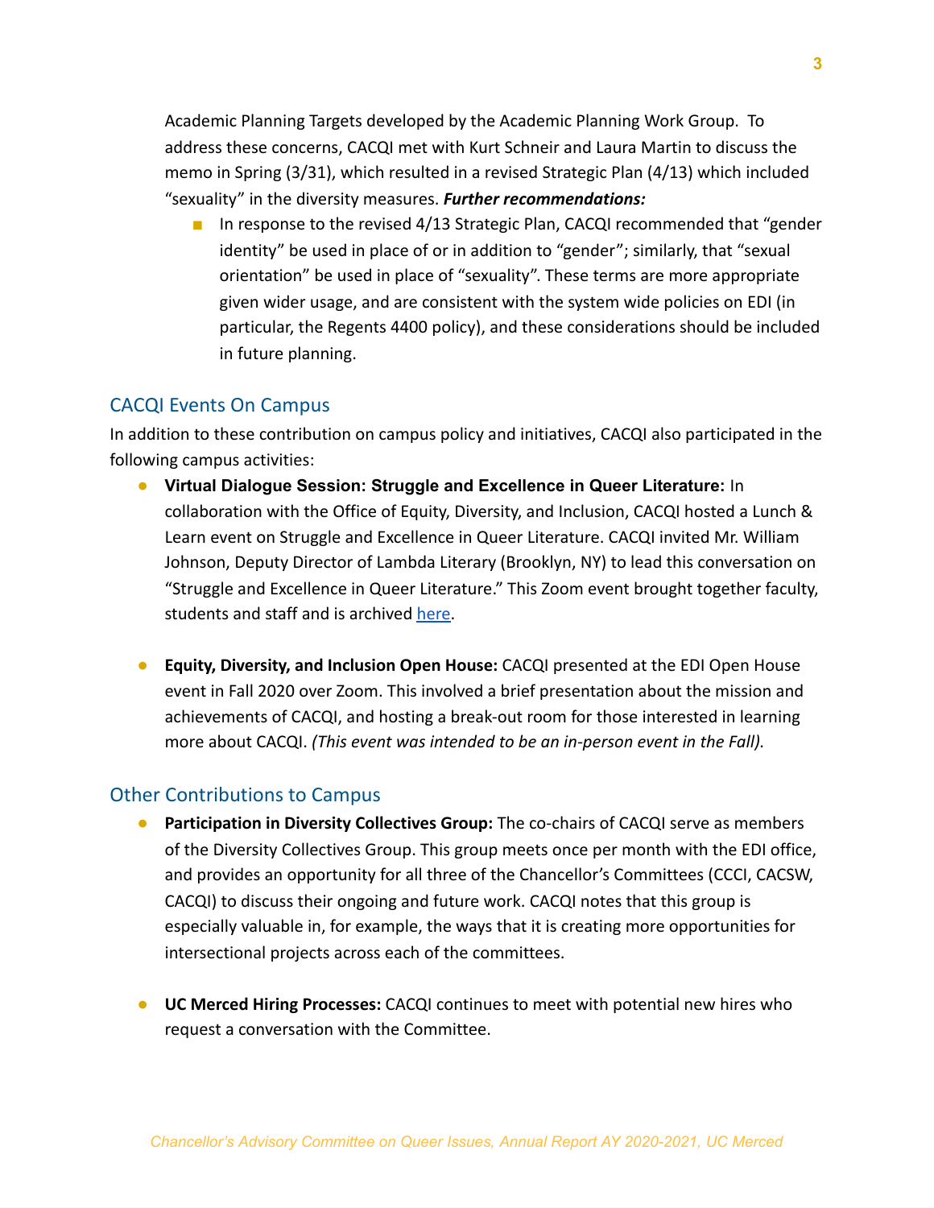Academic Planning Targets developed by the Academic Planning Work Group. To address these concerns, CACQI met with Kurt Schneir and Laura Martin to discuss the memo in Spring (3/31), which resulted in a revised Strategic Plan (4/13) which included "sexuality" in the diversity measures. ***Further recommendations:***

- In response to the revised 4/13 Strategic Plan, CACQI recommended that "gender identity" be used in place of or in addition to "gender"; similarly, that "sexual orientation" be used in place of "sexuality". These terms are more appropriate given wider usage, and are consistent with the system wide policies on EDI (in particular, the Regents 4400 policy), and these considerations should be included in future planning.

## CACQI Events On Campus

In addition to these contribution on campus policy and initiatives, CACQI also participated in the following campus activities:

- **Virtual Dialogue Session: Struggle and Excellence in Queer Literature:** In collaboration with the Office of Equity, Diversity, and Inclusion, CACQI hosted a Lunch & Learn event on Struggle and Excellence in Queer Literature. CACQI invited Mr. William Johnson, Deputy Director of Lambda Literary (Brooklyn, NY) to lead this conversation on "Struggle and Excellence in Queer Literature." This Zoom event brought together faculty, students and staff and is archived here.

- **Equity, Diversity, and Inclusion Open House:** CACQI presented at the EDI Open House event in Fall 2020 over Zoom. This involved a brief presentation about the mission and achievements of CACQI, and hosting a break-out room for those interested in learning more about CACQI. *(This event was intended to be an in-person event in the Fall).*

## Other Contributions to Campus

- **Participation in Diversity Collectives Group:** The co-chairs of CACQI serve as members of the Diversity Collectives Group. This group meets once per month with the EDI office, and provides an opportunity for all three of the Chancellor's Committees (CCCI, CACSW, CACQI) to discuss their ongoing and future work. CACQI notes that this group is especially valuable in, for example, the ways that it is creating more opportunities for intersectional projects across each of the committees.

- **UC Merced Hiring Processes:** CACQI continues to meet with potential new hires who request a conversation with the Committee.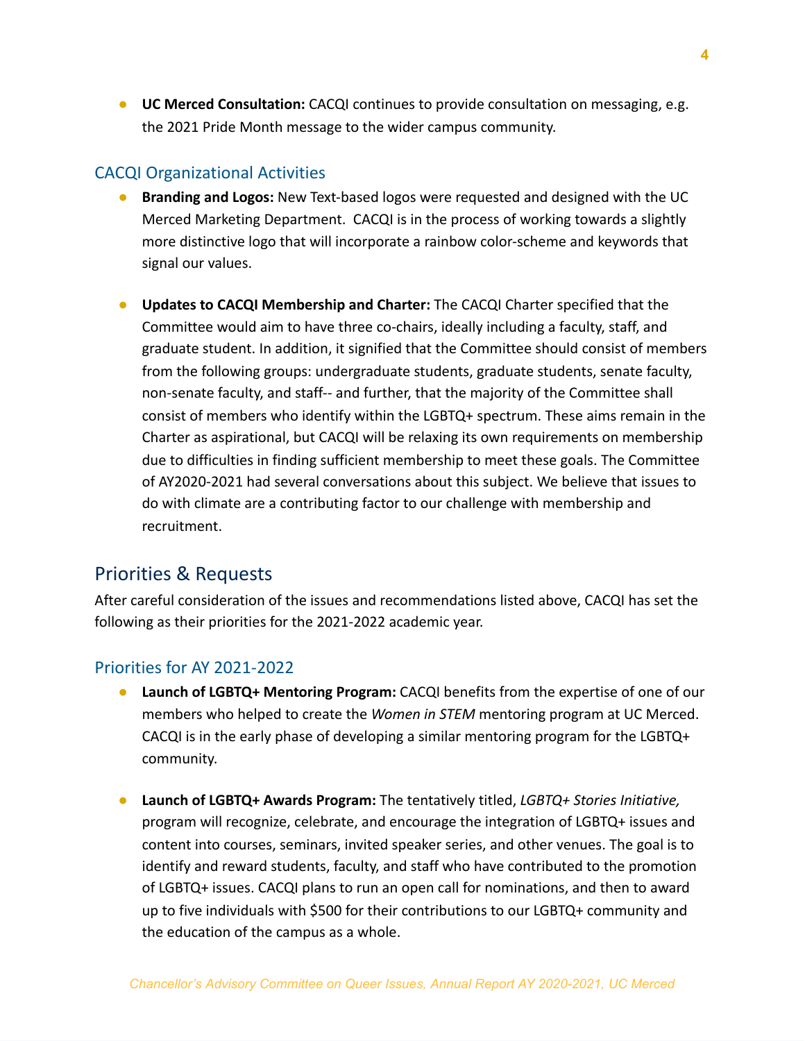- **UC Merced Consultation:** CACQI continues to provide consultation on messaging, e.g. the 2021 Pride Month message to the wider campus community.

### CACQI Organizational Activities

- **Branding and Logos:** New Text-based logos were requested and designed with the UC Merced Marketing Department. CACQI is in the process of working towards a slightly more distinctive logo that will incorporate a rainbow color-scheme and keywords that signal our values.

- **Updates to CACQI Membership and Charter:** The CACQI Charter specified that the Committee would aim to have three co-chairs, ideally including a faculty, staff, and graduate student. In addition, it signified that the Committee should consist of members from the following groups: undergraduate students, graduate students, senate faculty, non-senate faculty, and staff-- and further, that the majority of the Committee shall consist of members who identify within the LGBTQ+ spectrum. These aims remain in the Charter as aspirational, but CACQI will be relaxing its own requirements on membership due to difficulties in finding sufficient membership to meet these goals. The Committee of AY2020-2021 had several conversations about this subject. We believe that issues to do with climate are a contributing factor to our challenge with membership and recruitment.

## Priorities & Requests

After careful consideration of the issues and recommendations listed above, CACQI has set the following as their priorities for the 2021-2022 academic year.

### Priorities for AY 2021-2022

- **Launch of LGBTQ+ Mentoring Program:** CACQI benefits from the expertise of one of our members who helped to create the *Women in STEM* mentoring program at UC Merced. CACQI is in the early phase of developing a similar mentoring program for the LGBTQ+ community.

- **Launch of LGBTQ+ Awards Program:** The tentatively titled, *LGBTQ+ Stories Initiative,* program will recognize, celebrate, and encourage the integration of LGBTQ+ issues and content into courses, seminars, invited speaker series, and other venues. The goal is to identify and reward students, faculty, and staff who have contributed to the promotion of LGBTQ+ issues. CACQI plans to run an open call for nominations, and then to award up to five individuals with $500 for their contributions to our LGBTQ+ community and the education of the campus as a whole.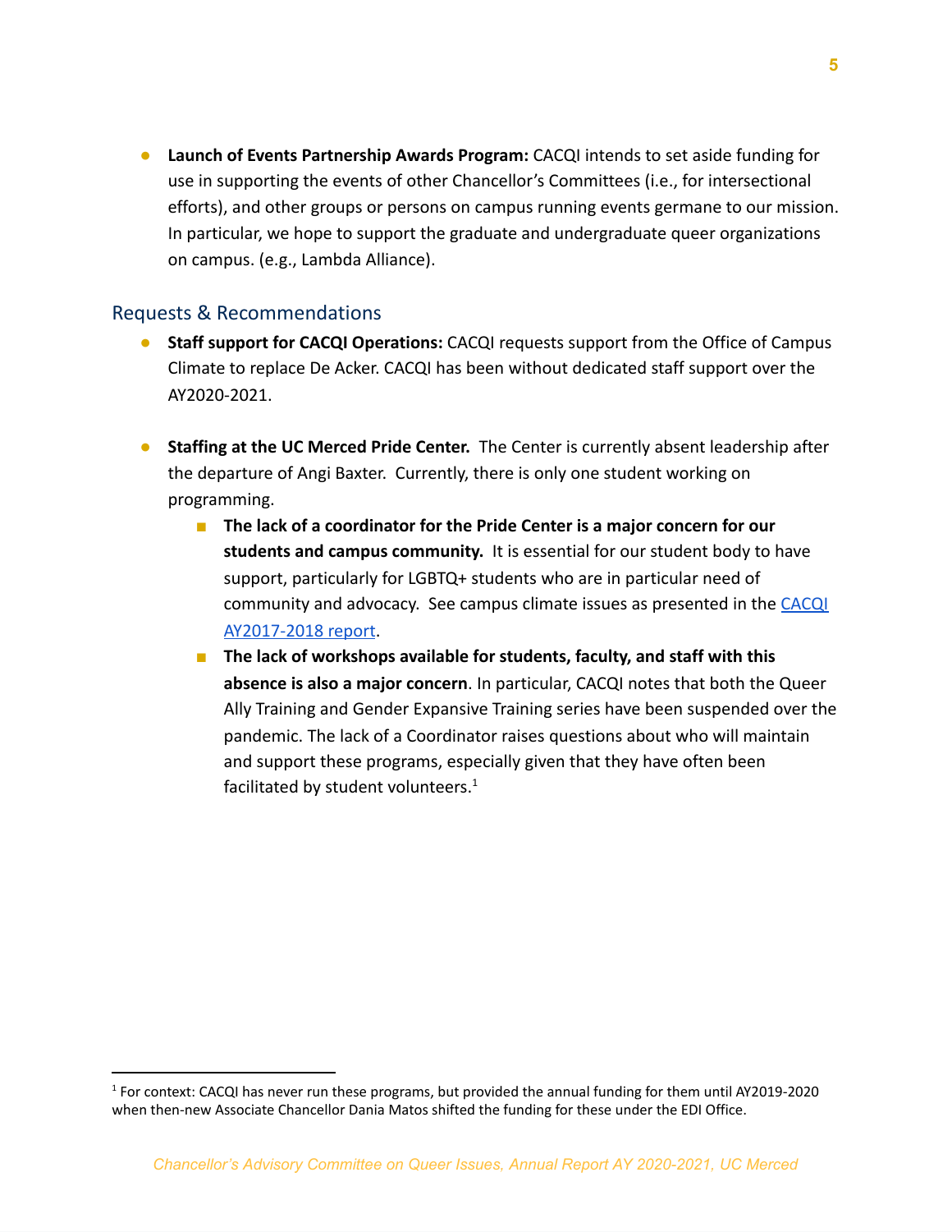- **Launch of Events Partnership Awards Program:** CACQI intends to set aside funding for use in supporting the events of other Chancellor's Committees (i.e., for intersectional efforts), and other groups or persons on campus running events germane to our mission. In particular, we hope to support the graduate and undergraduate queer organizations on campus. (e.g., Lambda Alliance).

## Requests & Recommendations

- **Staff support for CACQI Operations:** CACQI requests support from the Office of Campus Climate to replace De Acker. CACQI has been without dedicated staff support over the AY2020-2021.

- **Staffing at the UC Merced Pride Center.** The Center is currently absent leadership after the departure of Angi Baxter. Currently, there is only one student working on programming.
  - **The lack of a coordinator for the Pride Center is a major concern for our students and campus community.** It is essential for our student body to have support, particularly for LGBTQ+ students who are in particular need of community and advocacy. See campus climate issues as presented in the [CACQI AY2017-2018 report]().
  - **The lack of workshops available for students, faculty, and staff with this absence is also a major concern**. In particular, CACQI notes that both the Queer Ally Training and Gender Expansive Training series have been suspended over the pandemic. The lack of a Coordinator raises questions about who will maintain and support these programs, especially given that they have often been facilitated by student volunteers.[1]

[1] For context: CACQI has never run these programs, but provided the annual funding for them until AY2019-2020 when then-new Associate Chancellor Dania Matos shifted the funding for these under the EDI Office.